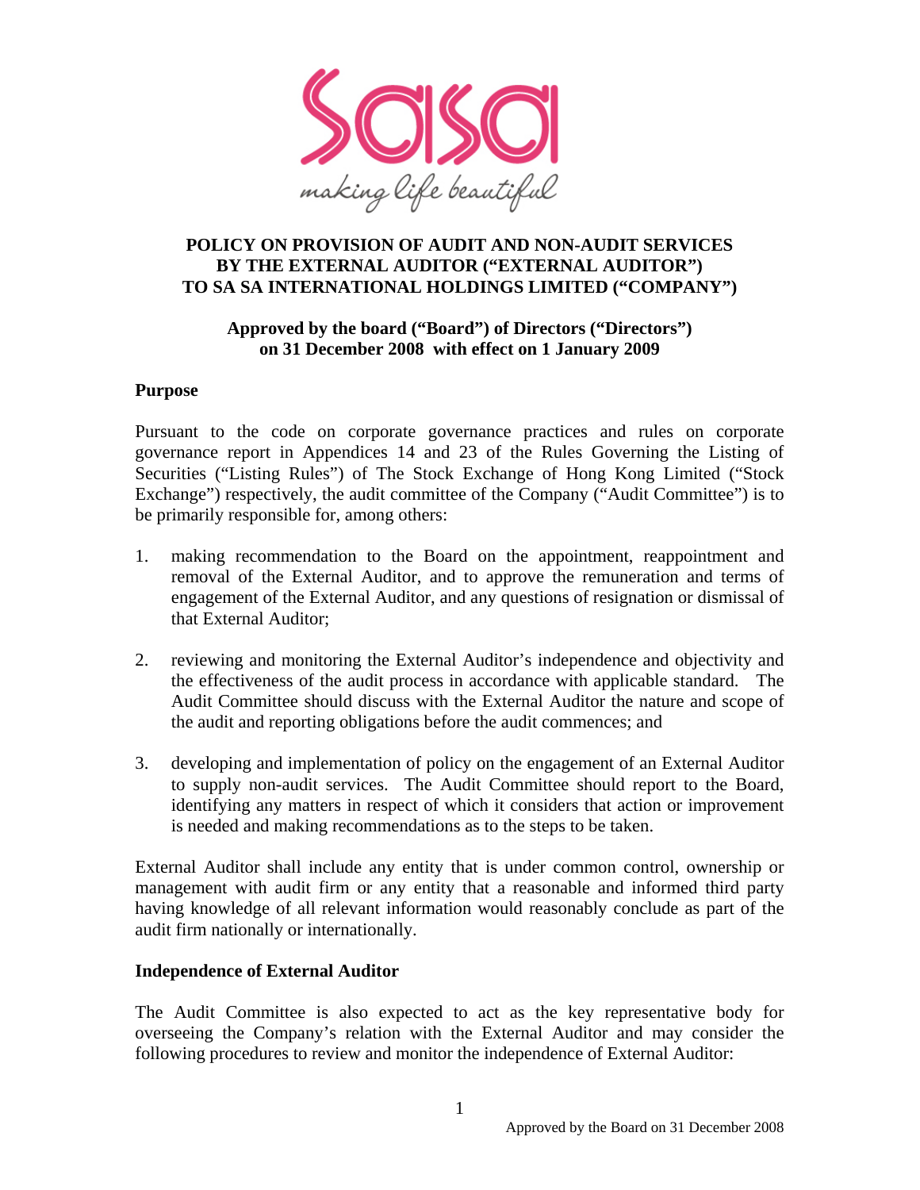**POLICY ON PROVISION OF AUDIT AND NON-AUDIT SERVICES BY THE EXTERNAL AUDITOR ("EXTERNAL AUDITOR") TO SA SA INTERNATIONAL HOLDINGS LIMITED ("COMPANY")**

**Approved by the board ("Board") of Directors ("Directors") on 31 December 2008 with effect on 1 January 2009**

**Purpose**

Pursuant to the code on corporate governance practices and rules on corporate governance report in Appendices 14 and 23 of the Rules Governing the Listing of Securities ("Listing Rules") of The Stock Exchange of Hong Kong Limited ("Stock Exchange") respectively, the audit committee of the Company ("Audit Committee") is to be primarily responsible for, among others:

1. making recommendation to the Board on the appointment, reappointment and removal of the External Auditor, and to approve the remuneration and terms of engagement of the External Auditor, and any questions of resignation or dismissal of that External Auditor;

2. reviewing and monitoring the External Auditor's independence and objectivity and the effectiveness of the audit process in accordance with applicable standard. The Audit Committee should discuss with the External Auditor the nature and scope of the audit and reporting obligations before the audit commences; and

3. developing and implementation of policy on the engagement of an External Auditor to supply non-audit services. The Audit Committee should report to the Board, identifying any matters in respect of which it considers that action or improvement is needed and making recommendations as to the steps to be taken.

External Auditor shall include any entity that is under common control, ownership or management with audit firm or any entity that a reasonable and informed third party having knowledge of all relevant information would reasonably conclude as part of the audit firm nationally or internationally.

**Independence of External Auditor**

The Audit Committee is also expected to act as the key representative body for overseeing the Company's relation with the External Auditor and may consider the following procedures to review and monitor the independence of External Auditor: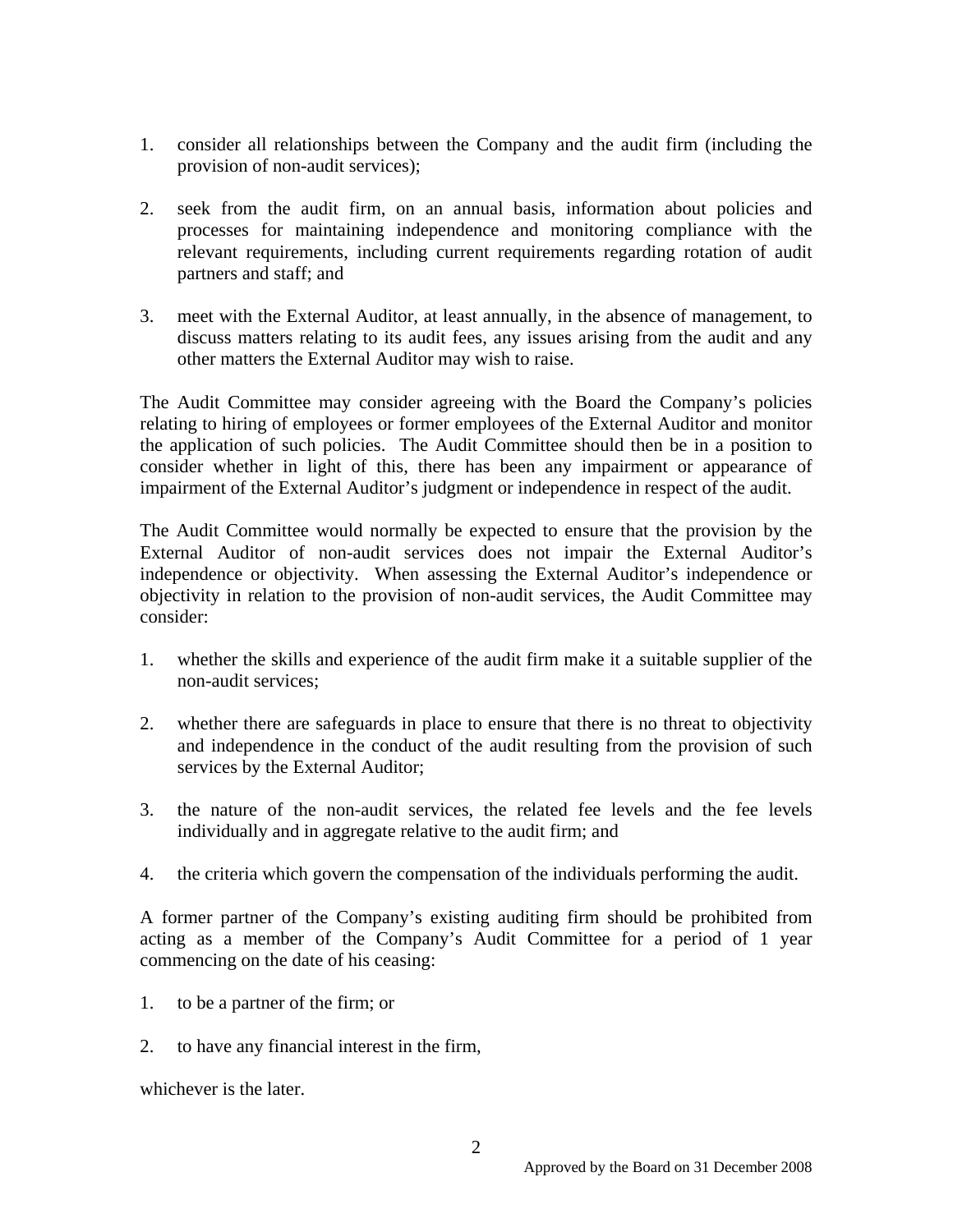1. consider all relationships between the Company and the audit firm (including the provision of non-audit services);

2. seek from the audit firm, on an annual basis, information about policies and processes for maintaining independence and monitoring compliance with the relevant requirements, including current requirements regarding rotation of audit partners and staff; and

3. meet with the External Auditor, at least annually, in the absence of management, to discuss matters relating to its audit fees, any issues arising from the audit and any other matters the External Auditor may wish to raise.

The Audit Committee may consider agreeing with the Board the Company's policies relating to hiring of employees or former employees of the External Auditor and monitor the application of such policies. The Audit Committee should then be in a position to consider whether in light of this, there has been any impairment or appearance of impairment of the External Auditor's judgment or independence in respect of the audit.

The Audit Committee would normally be expected to ensure that the provision by the External Auditor of non-audit services does not impair the External Auditor's independence or objectivity. When assessing the External Auditor's independence or objectivity in relation to the provision of non-audit services, the Audit Committee may consider:

1. whether the skills and experience of the audit firm make it a suitable supplier of the non-audit services;

2. whether there are safeguards in place to ensure that there is no threat to objectivity and independence in the conduct of the audit resulting from the provision of such services by the External Auditor;

3. the nature of the non-audit services, the related fee levels and the fee levels individually and in aggregate relative to the audit firm; and

4. the criteria which govern the compensation of the individuals performing the audit.

A former partner of the Company's existing auditing firm should be prohibited from acting as a member of the Company's Audit Committee for a period of 1 year commencing on the date of his ceasing:

1. to be a partner of the firm; or

2. to have any financial interest in the firm,

whichever is the later.

Approved by the Board on 31 December 2008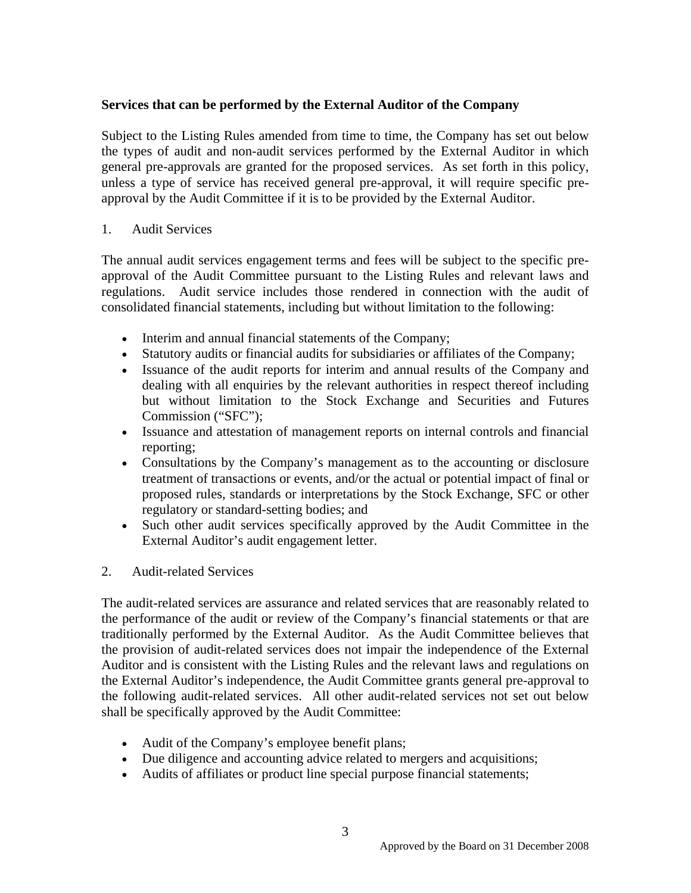**Services that can be performed by the External Auditor of the Company**

Subject to the Listing Rules amended from time to time, the Company has set out below the types of audit and non-audit services performed by the External Auditor in which general pre-approvals are granted for the proposed services. As set forth in this policy, unless a type of service has received general pre-approval, it will require specific pre-approval by the Audit Committee if it is to be provided by the External Auditor.

1. Audit Services

The annual audit services engagement terms and fees will be subject to the specific pre-approval of the Audit Committee pursuant to the Listing Rules and relevant laws and regulations. Audit service includes those rendered in connection with the audit of consolidated financial statements, including but without limitation to the following:

- Interim and annual financial statements of the Company;
- Statutory audits or financial audits for subsidiaries or affiliates of the Company;
- Issuance of the audit reports for interim and annual results of the Company and dealing with all enquiries by the relevant authorities in respect thereof including but without limitation to the Stock Exchange and Securities and Futures Commission ("SFC");
- Issuance and attestation of management reports on internal controls and financial reporting;
- Consultations by the Company's management as to the accounting or disclosure treatment of transactions or events, and/or the actual or potential impact of final or proposed rules, standards or interpretations by the Stock Exchange, SFC or other regulatory or standard-setting bodies; and
- Such other audit services specifically approved by the Audit Committee in the External Auditor's audit engagement letter.

2. Audit-related Services

The audit-related services are assurance and related services that are reasonably related to the performance of the audit or review of the Company's financial statements or that are traditionally performed by the External Auditor. As the Audit Committee believes that the provision of audit-related services does not impair the independence of the External Auditor and is consistent with the Listing Rules and the relevant laws and regulations on the External Auditor's independence, the Audit Committee grants general pre-approval to the following audit-related services. All other audit-related services not set out below shall be specifically approved by the Audit Committee:

- Audit of the Company's employee benefit plans;
- Due diligence and accounting advice related to mergers and acquisitions;
- Audits of affiliates or product line special purpose financial statements;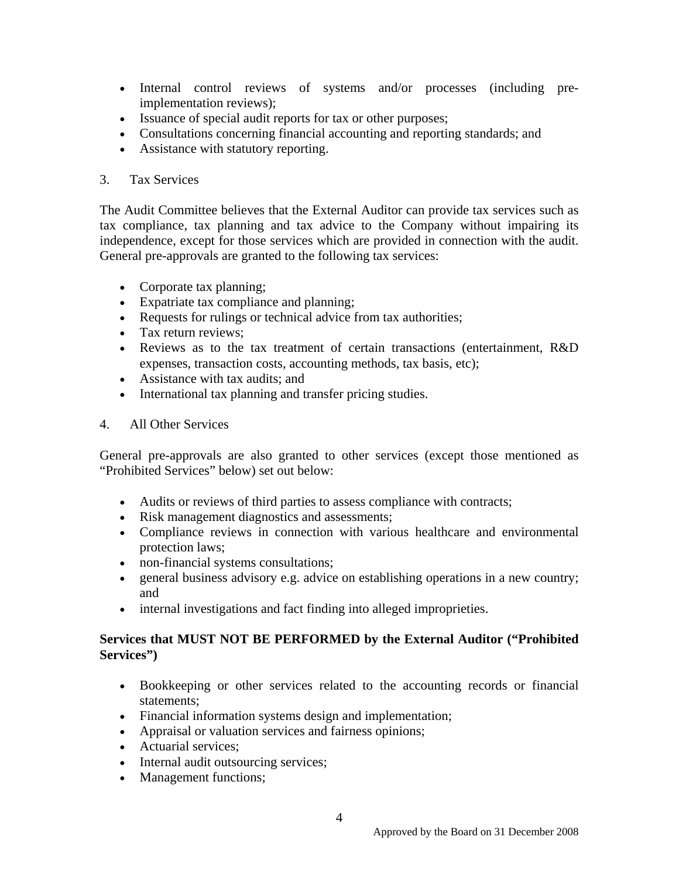- Internal control reviews of systems and/or processes (including pre-implementation reviews);
- Issuance of special audit reports for tax or other purposes;
- Consultations concerning financial accounting and reporting standards; and
- Assistance with statutory reporting.

3. Tax Services

The Audit Committee believes that the External Auditor can provide tax services such as tax compliance, tax planning and tax advice to the Company without impairing its independence, except for those services which are provided in connection with the audit. General pre-approvals are granted to the following tax services:

- Corporate tax planning;
- Expatriate tax compliance and planning;
- Requests for rulings or technical advice from tax authorities;
- Tax return reviews;
- Reviews as to the tax treatment of certain transactions (entertainment, R&D expenses, transaction costs, accounting methods, tax basis, etc);
- Assistance with tax audits; and
- International tax planning and transfer pricing studies.

4. All Other Services

General pre-approvals are also granted to other services (except those mentioned as "Prohibited Services" below) set out below:

- Audits or reviews of third parties to assess compliance with contracts;
- Risk management diagnostics and assessments;
- Compliance reviews in connection with various healthcare and environmental protection laws;
- non-financial systems consultations;
- general business advisory e.g. advice on establishing operations in a new country; and
- internal investigations and fact finding into alleged improprieties.

**Services that MUST NOT BE PERFORMED by the External Auditor ("Prohibited Services")**

- Bookkeeping or other services related to the accounting records or financial statements;
- Financial information systems design and implementation;
- Appraisal or valuation services and fairness opinions;
- Actuarial services;
- Internal audit outsourcing services;
- Management functions;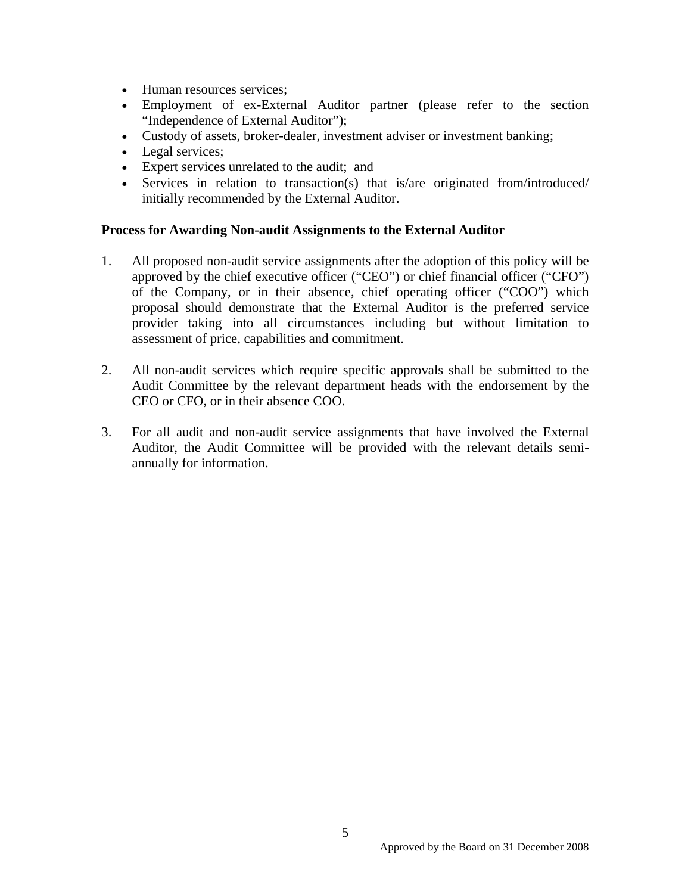- Human resources services;
- Employment of ex-External Auditor partner (please refer to the section "Independence of External Auditor");
- Custody of assets, broker-dealer, investment adviser or investment banking;
- Legal services;
- Expert services unrelated to the audit; and
- Services in relation to transaction(s) that is/are originated from/introduced/ initially recommended by the External Auditor.

**Process for Awarding Non-audit Assignments to the External Auditor**

1. All proposed non-audit service assignments after the adoption of this policy will be approved by the chief executive officer ("CEO") or chief financial officer ("CFO") of the Company, or in their absence, chief operating officer ("COO") which proposal should demonstrate that the External Auditor is the preferred service provider taking into all circumstances including but without limitation to assessment of price, capabilities and commitment.

2. All non-audit services which require specific approvals shall be submitted to the Audit Committee by the relevant department heads with the endorsement by the CEO or CFO, or in their absence COO.

3. For all audit and non-audit service assignments that have involved the External Auditor, the Audit Committee will be provided with the relevant details semi-annually for information.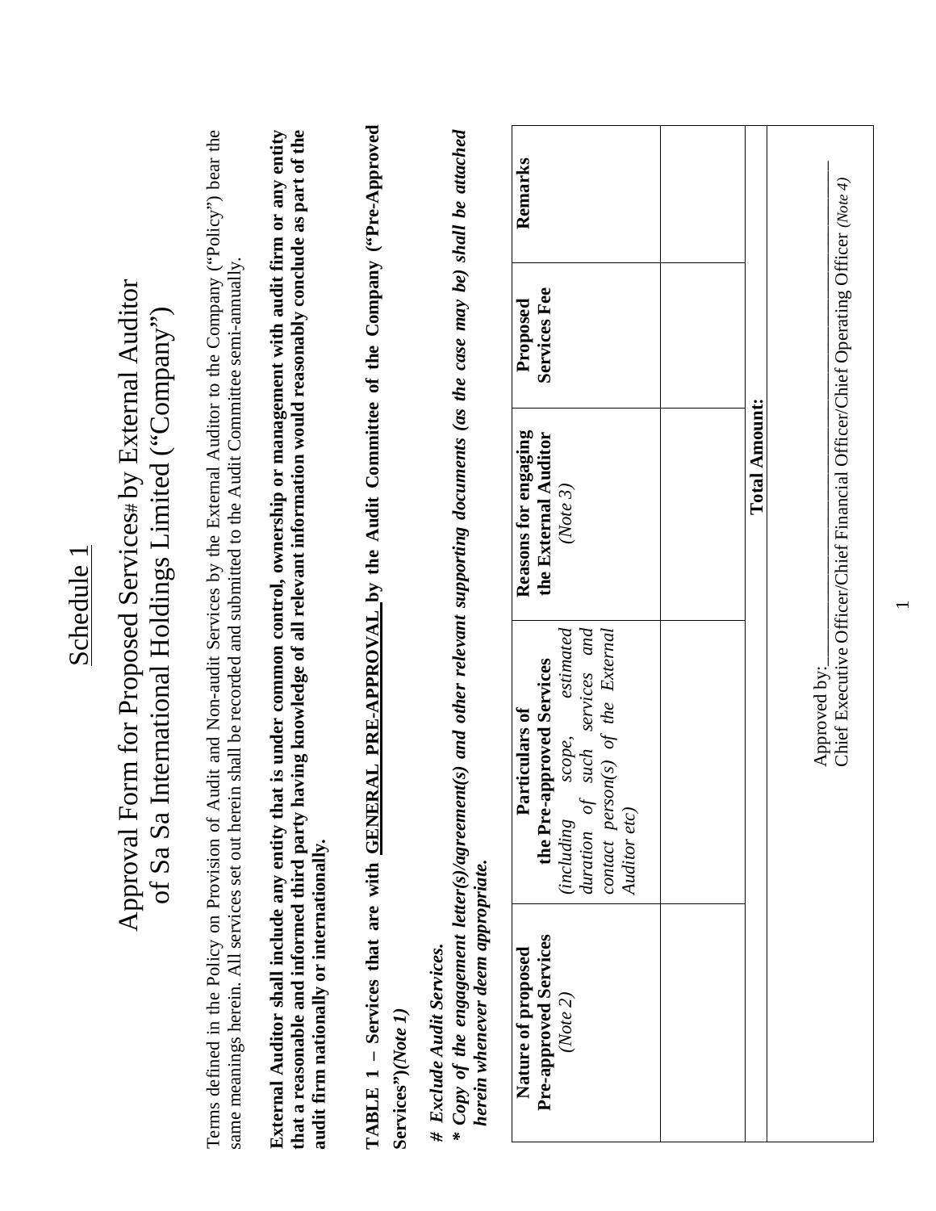# Schedule 1

## Approval Form for Proposed Services# by External Auditor of Sa Sa International Holdings Limited ("Company")

Terms defined in the Policy on Provision of Audit and Non-audit Services by the External Auditor to the Company ("Policy") bear the same meanings herein. All services set out herein shall be recorded and submitted to the Audit Committee semi-annually.

**External Auditor shall include any entity that is under common control, ownership or management with audit firm or any entity that a reasonable and informed third party having knowledge of all relevant information would reasonably conclude as part of the audit firm nationally or internationally.**

**TABLE 1 – Services that are with GENERAL PRE-APPROVAL by the Audit Committee of the Company ("Pre-Approved Services")*(Note 1)***

***# Exclude Audit Services.***

***\* Copy of the engagement letter(s)/agreement(s) and other relevant supporting documents (as the case may be) shall be attached herein whenever deem appropriate.***

| **Nature of proposed Pre-approved Services** *(Note 2)* | **Particulars of the Pre-approved Services** *(including scope, estimated duration of such services and contact person(s) of the External Auditor etc)* | **Reasons for engaging the External Auditor** *(Note 3)* | **Proposed Services Fee** | **Remarks** |
|---|---|---|---|---|
| | | | | |
| | | **Total Amount:** | | |

Approved by:\_\_\_\_\_\_\_\_\_\_\_\_\_\_\_\_\_\_\_\_\_\_\_\_\_\_\_\_\_\_\_\_\_\_\_\_\_\_\_\_\_\_\_\_
Chief Executive Officer/Chief Financial Officer/Chief Operating Officer *(Note 4)*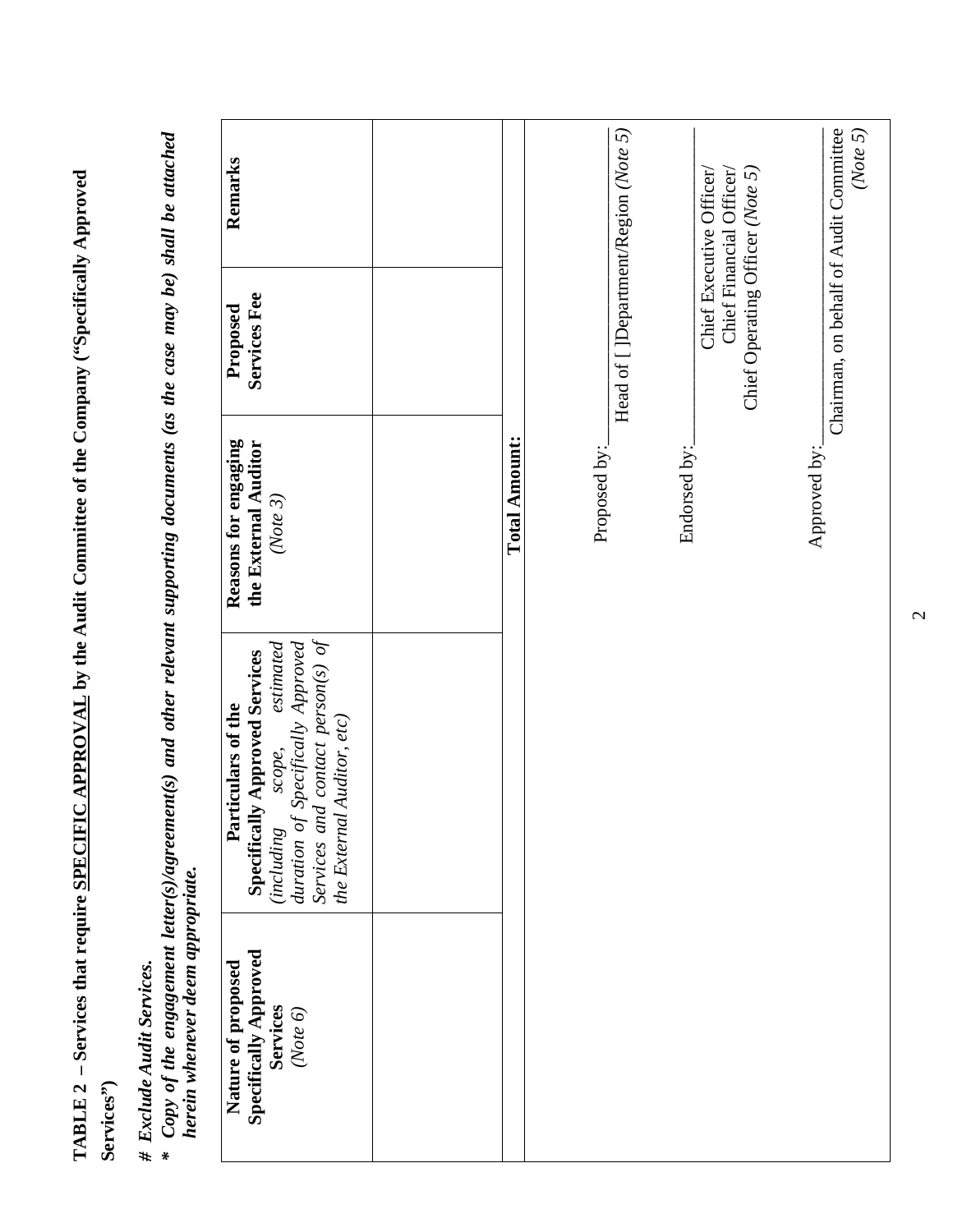**TABLE 2 – Services that require <u>SPECIFIC APPROVAL</u> by the Audit Committee of the Company ("Specifically Approved Services")**

***# Exclude Audit Services.***

***\* Copy of the engagement letter(s)/agreement(s) and other relevant supporting documents (as the case may be) shall be attached herein whenever deem appropriate.***

| **Nature of proposed Specifically Approved Services** *(Note 6)* | **Particulars of the Specifically Approved Services** *(including scope, estimated duration of Specifically Approved Services and contact person(s) of the External Auditor, etc)* | **Reasons for engaging the External Auditor** *(Note 3)* | **Proposed Services Fee** | **Remarks** |
|---|---|---|---|---|
| | | | | |
| | | **Total Amount:** | | |

Proposed by:\_\_\_\_\_\_\_\_\_\_\_\_\_\_\_\_\_\_\_\_\_\_\_\_\_\_\_\_\_\_
Head of [ ]Department/Region *(Note 5)*

Endorsed by:\_\_\_\_\_\_\_\_\_\_\_\_\_\_\_\_\_\_\_\_\_\_\_\_\_\_\_\_\_\_
Chief Executive Officer/
Chief Financial Officer/
Chief Operating Officer *(Note 5)*

Approved by:\_\_\_\_\_\_\_\_\_\_\_\_\_\_\_\_\_\_\_\_\_\_\_\_\_\_\_\_\_\_
Chairman, on behalf of Audit Committee *(Note 5)*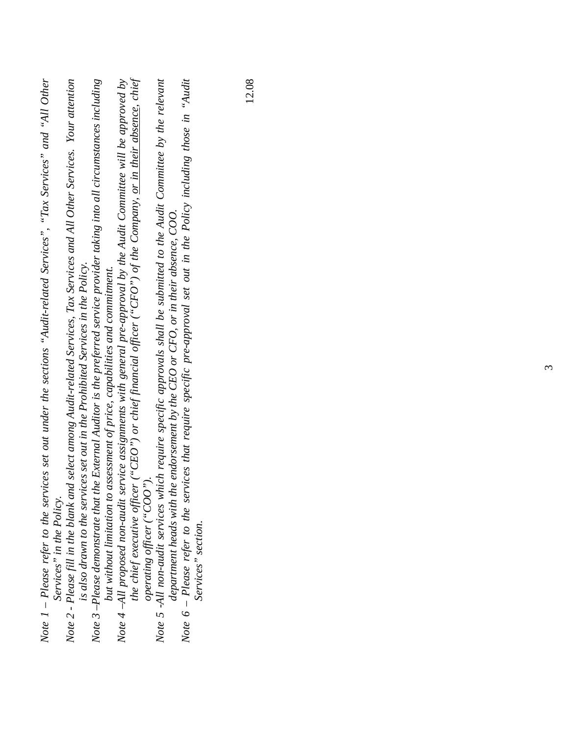*Note 1 – Please refer to the services set out under the sections "Audit-related Services", "Tax Services" and "All Other Services" in the Policy.*

*Note 2 - Please fill in the blank and select among Audit-related Services, Tax Services and All Other Services. Your attention is also drawn to the services set out in the Prohibited Services in the Policy.*

*Note 3 –Please demonstrate that the External Auditor is the preferred service provider taking into all circumstances including but without limitation to assessment of price, capabilities and commitment.*

*Note 4 –All proposed non-audit service assignments with general pre-approval by the Audit Committee will be approved by the chief executive officer ("CEO") or chief financial officer ("CFO") of the Company, or in their absence, chief operating officer ("COO").*

*Note 5 -All non-audit services which require specific approvals shall be submitted to the Audit Committee by the relevant department heads with the endorsement by the CEO or CFO, or in their absence, COO.*

*Note 6 – Please refer to the services that require specific pre-approval set out in the Policy including those in "Audit Services" section.*

12.08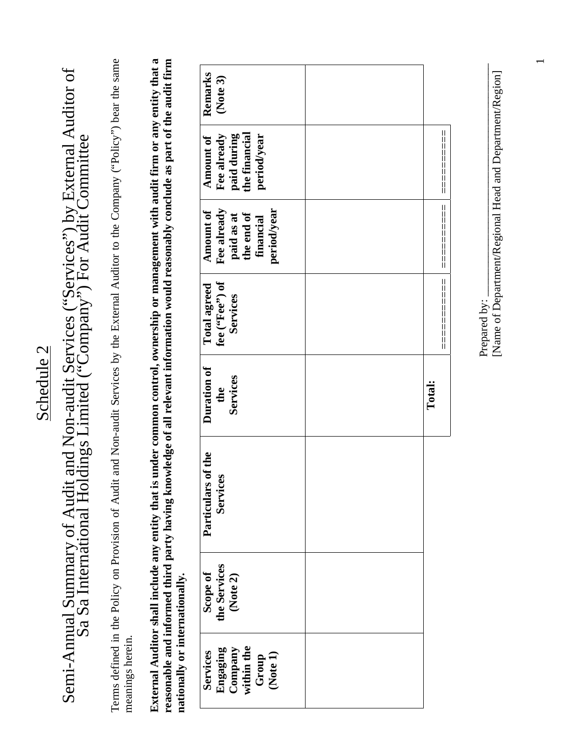# Schedule 2

# Semi-Annual Summary of Audit and Non-audit Services ("Services") by External Auditor of Sa Sa International Holdings Limited ("Company") For Audit Committee

Terms defined in the Policy on Provision of Audit and Non-audit Services by the External Auditor to the Company ("Policy") bear the same meanings herein.

**External Auditor shall include any entity that is under common control, ownership or management with audit firm or any entity that a reasonable and informed third party having knowledge of all relevant information would reasonably conclude as part of the audit firm nationally or internationally.**

| **Services Engaging Company within the Group (Note 1)** | **Scope of the Services (Note 2)** | **Particulars of the Services** | **Duration of the Services** | **Total agreed fee ("Fee") of Services** | **Amount of Fee already paid as at the end of financial period/year** | **Amount of Fee already paid during the financial period/year** | **Remarks (Note 3)** |
|---|---|---|---|---|---|---|---|
| | | | | | | | |
| | | | **Total:** | =========== | =========== | =========== | |

Prepared by: ____________________

[Name of Department/Regional Head and Department/Region]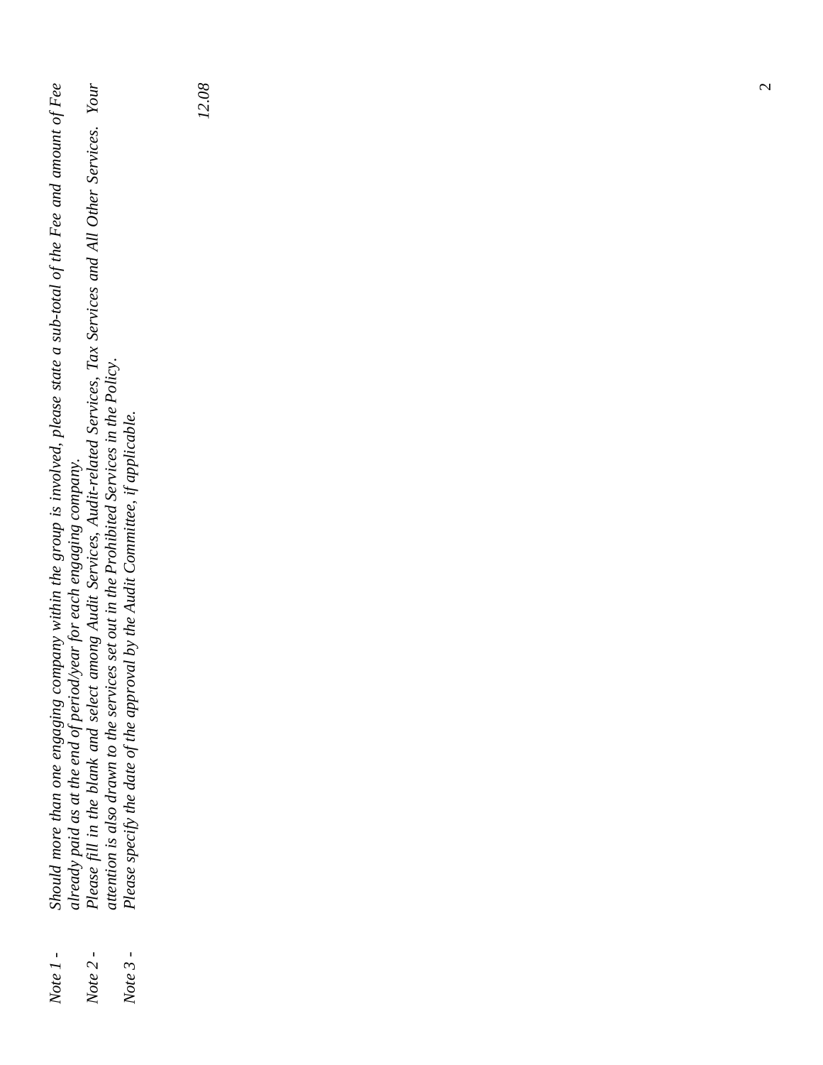*Note 1 -* *Should more than one engaging company within the group is involved, please state a sub-total of the Fee and amount of Fee already paid as at the end of period/year for each engaging company.*

*Note 2 -* *Please fill in the blank and select among Audit Services, Audit-related Services, Tax Services and All Other Services. Your attention is also drawn to the services set out in the Prohibited Services in the Policy.*

*Note 3 -* *Please specify the date of the approval by the Audit Committee, if applicable.*

*12.08*